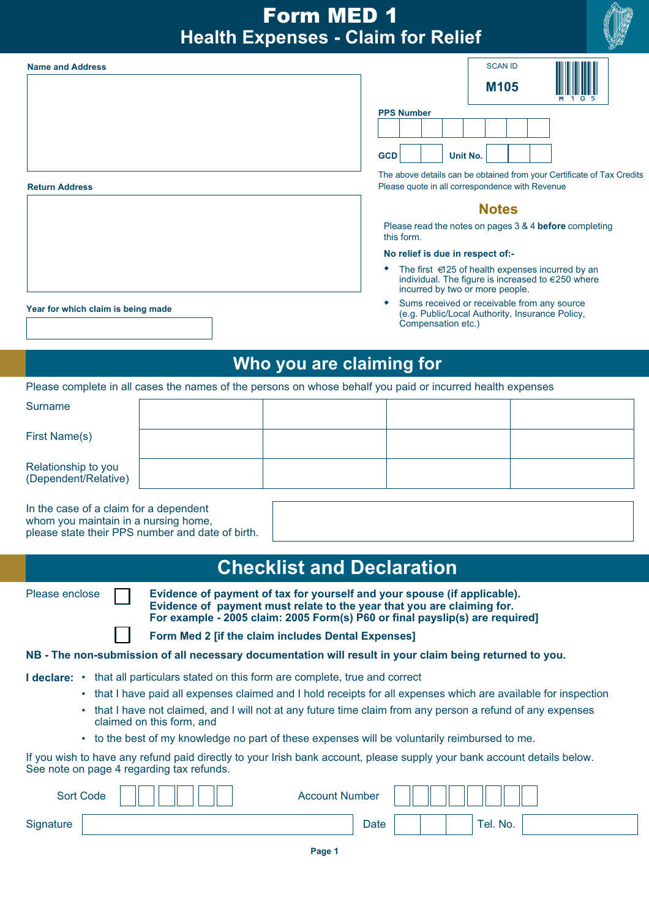# Form MED 1
## Health Expenses - Claim for Relief

**Name and Address**

**Return Address**

**Year for which claim is being made**

SCAN ID

**M105**

**PPS Number**

**GCD** **Unit No.**

The above details can be obtained from your Certificate of Tax Credits
Please quote in all correspondence with Revenue

### Notes

Please read the notes on pages 3 & 4 **before** completing this form.

**No relief is due in respect of:-**

- The first €125 of health expenses incurred by an individual. The figure is increased to €250 where incurred by two or more people.
- Sums received or receivable from any source (e.g. Public/Local Authority, Insurance Policy, Compensation etc.)

## Who you are claiming for

Please complete in all cases the names of the persons on whose behalf you paid or incurred health expenses

| | | | | |
|---|---|---|---|---|
| Surname | | | | |
| First Name(s) | | | | |
| Relationship to you (Dependent/Relative) | | | | |

In the case of a claim for a dependent whom you maintain in a nursing home, please state their PPS number and date of birth.

## Checklist and Declaration

Please enclose

☐ **Evidence of payment of tax for yourself and your spouse (if applicable). Evidence of payment must relate to the year that you are claiming for. For example - 2005 claim: 2005 Form(s) P60 or final payslip(s) are required]**

☐ **Form Med 2 [if the claim includes Dental Expenses]**

**NB - The non-submission of all necessary documentation will result in your claim being returned to you.**

**I declare:**

- that all particulars stated on this form are complete, true and correct
- that I have paid all expenses claimed and I hold receipts for all expenses which are available for inspection
- that I have not claimed, and I will not at any future time claim from any person a refund of any expenses claimed on this form, and
- to the best of my knowledge no part of these expenses will be voluntarily reimbursed to me.

If you wish to have any refund paid directly to your Irish bank account, please supply your bank account details below. See note on page 4 regarding tax refunds.

Sort Code                Account Number

Signature                Date                Tel. No.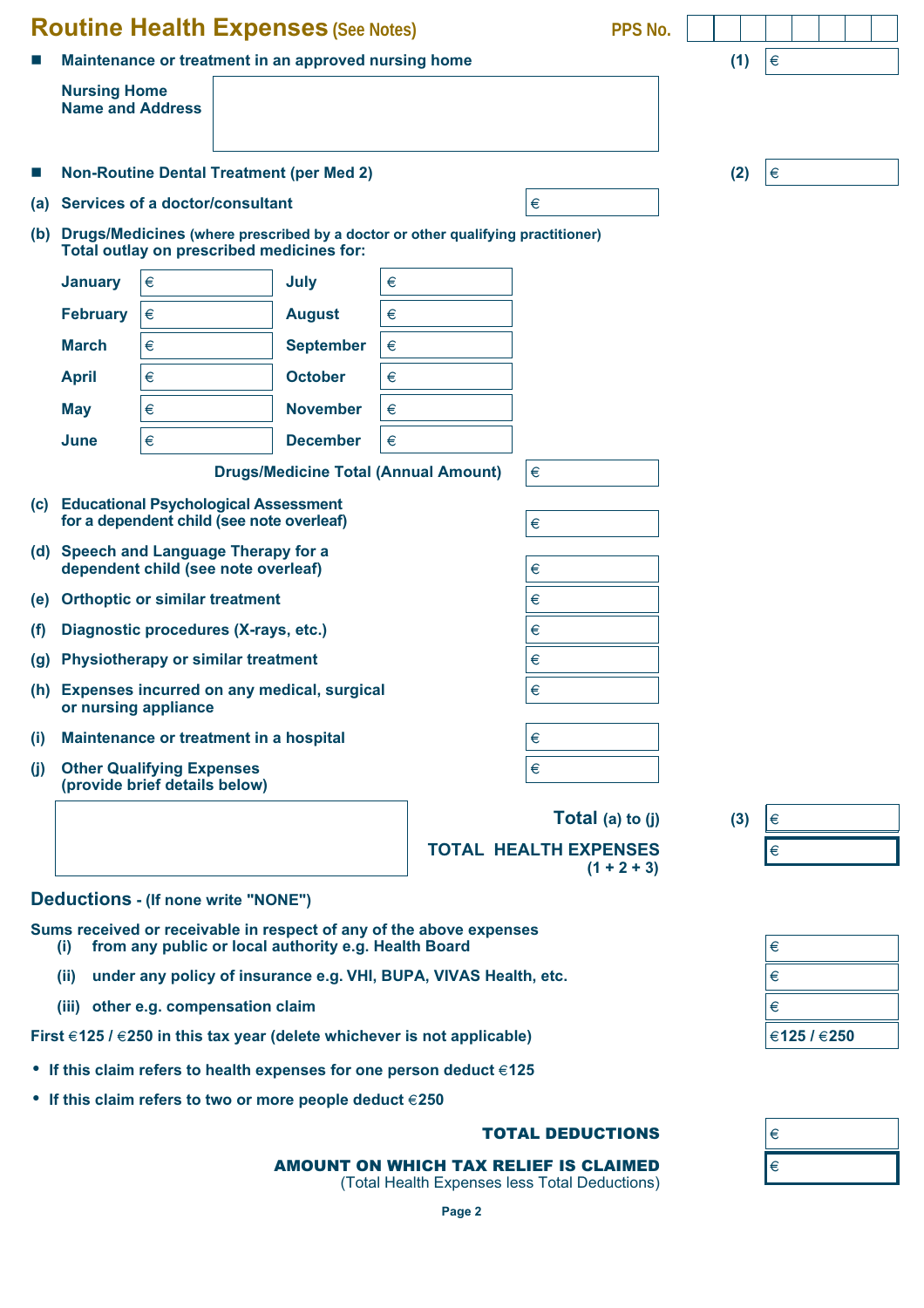## Routine Health Expenses (See Notes)

PPS No.

- **Maintenance or treatment in an approved nursing home** — (1) €

  **Nursing Home Name and Address**

- **Non-Routine Dental Treatment (per Med 2)** — (2) €

**(a) Services of a doctor/consultant** — €

**(b) Drugs/Medicines** (where prescribed by a doctor or other qualifying practitioner)
**Total outlay on prescribed medicines for:**

| Month | Amount | Month | Amount |
|---|---|---|---|
| January | € | July | € |
| February | € | August | € |
| March | € | September | € |
| April | € | October | € |
| May | € | November | € |
| June | € | December | € |

**Drugs/Medicine Total (Annual Amount)** — €

**(c) Educational Psychological Assessment for a dependent child (see note overleaf)** — €

**(d) Speech and Language Therapy for a dependent child (see note overleaf)** — €

**(e) Orthoptic or similar treatment** — €

**(f) Diagnostic procedures (X-rays, etc.)** — €

**(g) Physiotherapy or similar treatment** — €

**(h) Expenses incurred on any medical, surgical or nursing appliance** — €

**(i) Maintenance or treatment in a hospital** — €

**(j) Other Qualifying Expenses (provide brief details below)** — €

**Total (a) to (j)** — (3) €

**TOTAL HEALTH EXPENSES (1 + 2 + 3)** — €

## Deductions - (If none write "NONE")

**Sums received or receivable in respect of any of the above expenses**

**(i) from any public or local authority e.g. Health Board** — €

**(ii) under any policy of insurance e.g. VHI, BUPA, VIVAS Health, etc.** — €

**(iii) other e.g. compensation claim** — €

**First €125 / €250 in this tax year (delete whichever is not applicable)** — €125 / €250

- **If this claim refers to health expenses for one person deduct €125**
- **If this claim refers to two or more people deduct €250**

**TOTAL DEDUCTIONS** — €

**AMOUNT ON WHICH TAX RELIEF IS CLAIMED** (Total Health Expenses less Total Deductions) — €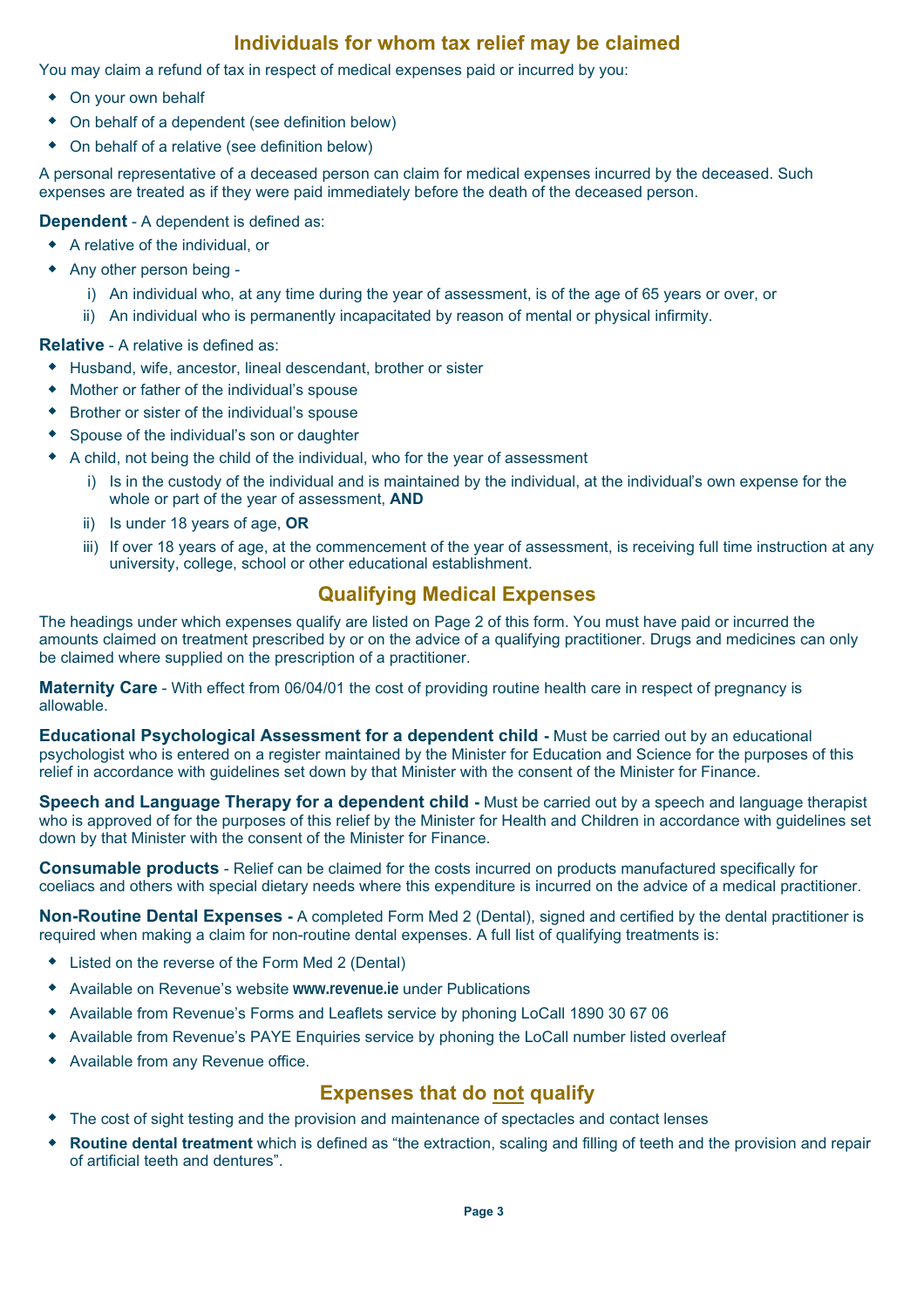## Individuals for whom tax relief may be claimed

You may claim a refund of tax in respect of medical expenses paid or incurred by you:

- On your own behalf
- On behalf of a dependent (see definition below)
- On behalf of a relative (see definition below)

A personal representative of a deceased person can claim for medical expenses incurred by the deceased. Such expenses are treated as if they were paid immediately before the death of the deceased person.

**Dependent** - A dependent is defined as:

- A relative of the individual, or
- Any other person being -
  - i) An individual who, at any time during the year of assessment, is of the age of 65 years or over, or
  - ii) An individual who is permanently incapacitated by reason of mental or physical infirmity.

**Relative** - A relative is defined as:

- Husband, wife, ancestor, lineal descendant, brother or sister
- Mother or father of the individual's spouse
- Brother or sister of the individual's spouse
- Spouse of the individual's son or daughter
- A child, not being the child of the individual, who for the year of assessment
  - i) Is in the custody of the individual and is maintained by the individual, at the individual's own expense for the whole or part of the year of assessment, **AND**
  - ii) Is under 18 years of age, **OR**
  - iii) If over 18 years of age, at the commencement of the year of assessment, is receiving full time instruction at any university, college, school or other educational establishment.

## Qualifying Medical Expenses

The headings under which expenses qualify are listed on Page 2 of this form. You must have paid or incurred the amounts claimed on treatment prescribed by or on the advice of a qualifying practitioner. Drugs and medicines can only be claimed where supplied on the prescription of a practitioner.

**Maternity Care** - With effect from 06/04/01 the cost of providing routine health care in respect of pregnancy is allowable.

**Educational Psychological Assessment for a dependent child -** Must be carried out by an educational psychologist who is entered on a register maintained by the Minister for Education and Science for the purposes of this relief in accordance with guidelines set down by that Minister with the consent of the Minister for Finance.

**Speech and Language Therapy for a dependent child -** Must be carried out by a speech and language therapist who is approved of for the purposes of this relief by the Minister for Health and Children in accordance with guidelines set down by that Minister with the consent of the Minister for Finance.

**Consumable products** - Relief can be claimed for the costs incurred on products manufactured specifically for coeliacs and others with special dietary needs where this expenditure is incurred on the advice of a medical practitioner.

**Non-Routine Dental Expenses -** A completed Form Med 2 (Dental), signed and certified by the dental practitioner is required when making a claim for non-routine dental expenses. A full list of qualifying treatments is:

- Listed on the reverse of the Form Med 2 (Dental)
- Available on Revenue's website **www.revenue.ie** under Publications
- Available from Revenue's Forms and Leaflets service by phoning LoCall 1890 30 67 06
- Available from Revenue's PAYE Enquiries service by phoning the LoCall number listed overleaf
- Available from any Revenue office.

## Expenses that do not qualify

- The cost of sight testing and the provision and maintenance of spectacles and contact lenses
- **Routine dental treatment** which is defined as "the extraction, scaling and filling of teeth and the provision and repair of artificial teeth and dentures".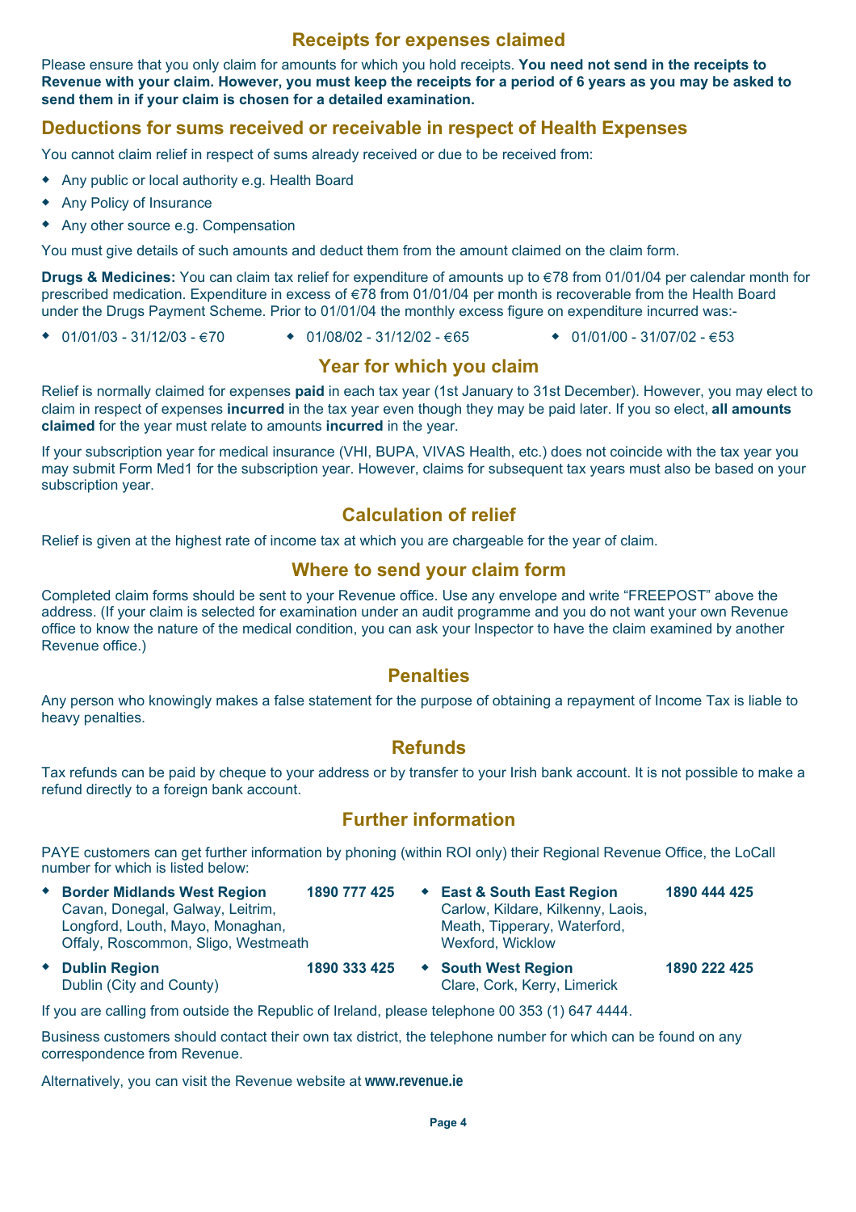## Receipts for expenses claimed

Please ensure that you only claim for amounts for which you hold receipts. **You need not send in the receipts to Revenue with your claim. However, you must keep the receipts for a period of 6 years as you may be asked to send them in if your claim is chosen for a detailed examination.**

## Deductions for sums received or receivable in respect of Health Expenses

You cannot claim relief in respect of sums already received or due to be received from:

- Any public or local authority e.g. Health Board
- Any Policy of Insurance
- Any other source e.g. Compensation

You must give details of such amounts and deduct them from the amount claimed on the claim form.

**Drugs & Medicines:** You can claim tax relief for expenditure of amounts up to €78 from 01/01/04 per calendar month for prescribed medication. Expenditure in excess of €78 from 01/01/04 per month is recoverable from the Health Board under the Drugs Payment Scheme. Prior to 01/01/04 the monthly excess figure on expenditure incurred was:-

- 01/01/03 - 31/12/03 - €70
- 01/08/02 - 31/12/02 - €65
- 01/01/00 - 31/07/02 - €53

## Year for which you claim

Relief is normally claimed for expenses **paid** in each tax year (1st January to 31st December). However, you may elect to claim in respect of expenses **incurred** in the tax year even though they may be paid later. If you so elect, **all amounts claimed** for the year must relate to amounts **incurred** in the year.

If your subscription year for medical insurance (VHI, BUPA, VIVAS Health, etc.) does not coincide with the tax year you may submit Form Med1 for the subscription year. However, claims for subsequent tax years must also be based on your subscription year.

## Calculation of relief

Relief is given at the highest rate of income tax at which you are chargeable for the year of claim.

## Where to send your claim form

Completed claim forms should be sent to your Revenue office. Use any envelope and write “FREEPOST” above the address. (If your claim is selected for examination under an audit programme and you do not want your own Revenue office to know the nature of the medical condition, you can ask your Inspector to have the claim examined by another Revenue office.)

## Penalties

Any person who knowingly makes a false statement for the purpose of obtaining a repayment of Income Tax is liable to heavy penalties.

## Refunds

Tax refunds can be paid by cheque to your address or by transfer to your Irish bank account. It is not possible to make a refund directly to a foreign bank account.

## Further information

PAYE customers can get further information by phoning (within ROI only) their Regional Revenue Office, the LoCall number for which is listed below:

- **Border Midlands West Region** **1890 777 425**
  Cavan, Donegal, Galway, Leitrim, Longford, Louth, Mayo, Monaghan, Offaly, Roscommon, Sligo, Westmeath
- **East & South East Region** **1890 444 425**
  Carlow, Kildare, Kilkenny, Laois, Meath, Tipperary, Waterford, Wexford, Wicklow
- **Dublin Region** **1890 333 425**
  Dublin (City and County)
- **South West Region** **1890 222 425**
  Clare, Cork, Kerry, Limerick

If you are calling from outside the Republic of Ireland, please telephone 00 353 (1) 647 4444.

Business customers should contact their own tax district, the telephone number for which can be found on any correspondence from Revenue.

Alternatively, you can visit the Revenue website at **www.revenue.ie**